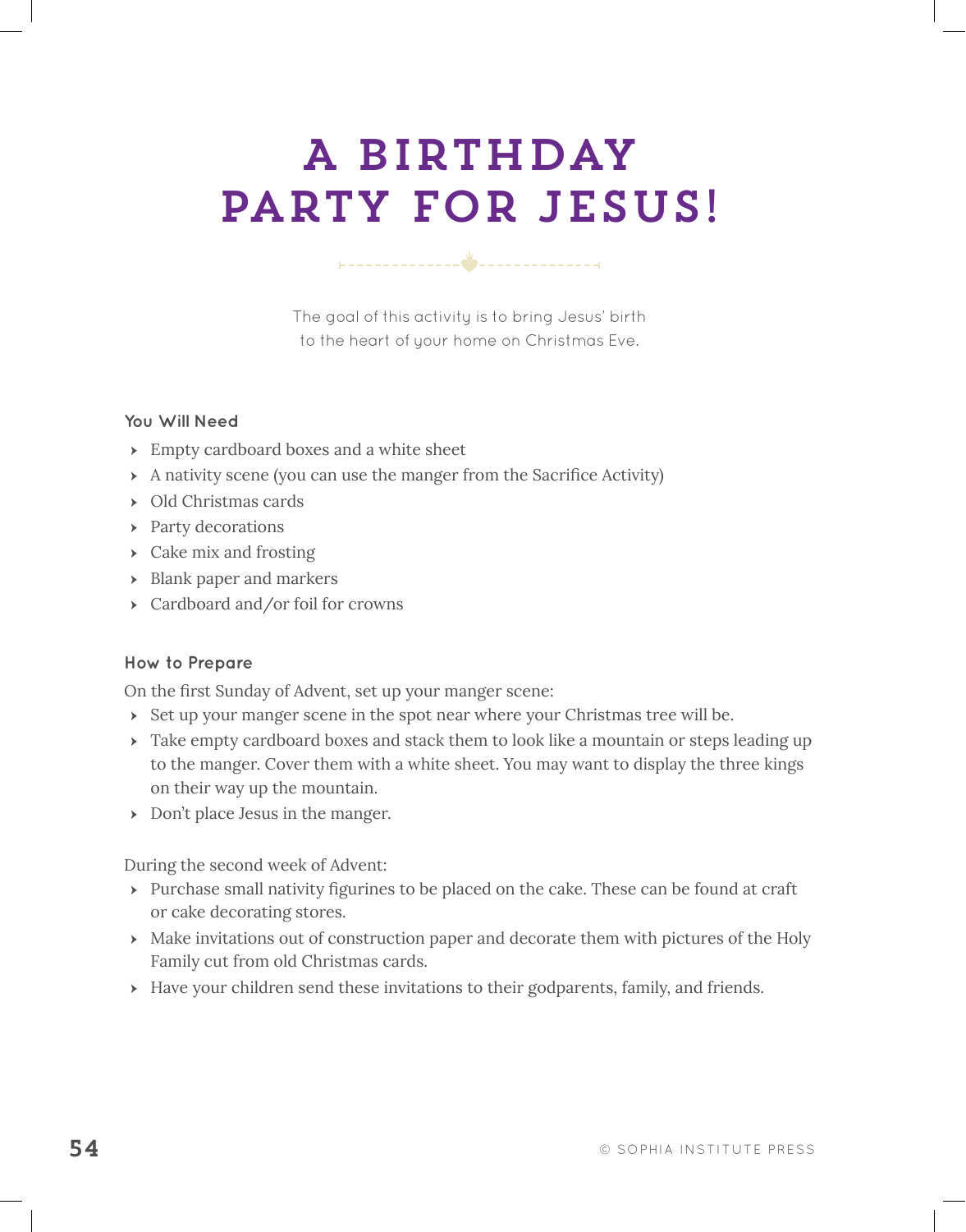# A BIRTHDAY PARTY FOR JESUS!

The goal of this activity is to bring Jesus' birth to the heart of your home on Christmas Eve.

### You Will Need

- Empty cardboard boxes and a white sheet
- A nativity scene (you can use the manger from the Sacrifice Activity)
- Old Christmas cards
- Party decorations
- Cake mix and frosting
- Blank paper and markers
- Cardboard and/or foil for crowns

### How to Prepare

On the first Sunday of Advent, set up your manger scene:

- Set up your manger scene in the spot near where your Christmas tree will be.
- Take empty cardboard boxes and stack them to look like a mountain or steps leading up to the manger. Cover them with a white sheet. You may want to display the three kings on their way up the mountain.
- Don't place Jesus in the manger.

During the second week of Advent:

- Purchase small nativity figurines to be placed on the cake. These can be found at craft or cake decorating stores.
- Make invitations out of construction paper and decorate them with pictures of the Holy Family cut from old Christmas cards.
- Have your children send these invitations to their godparents, family, and friends.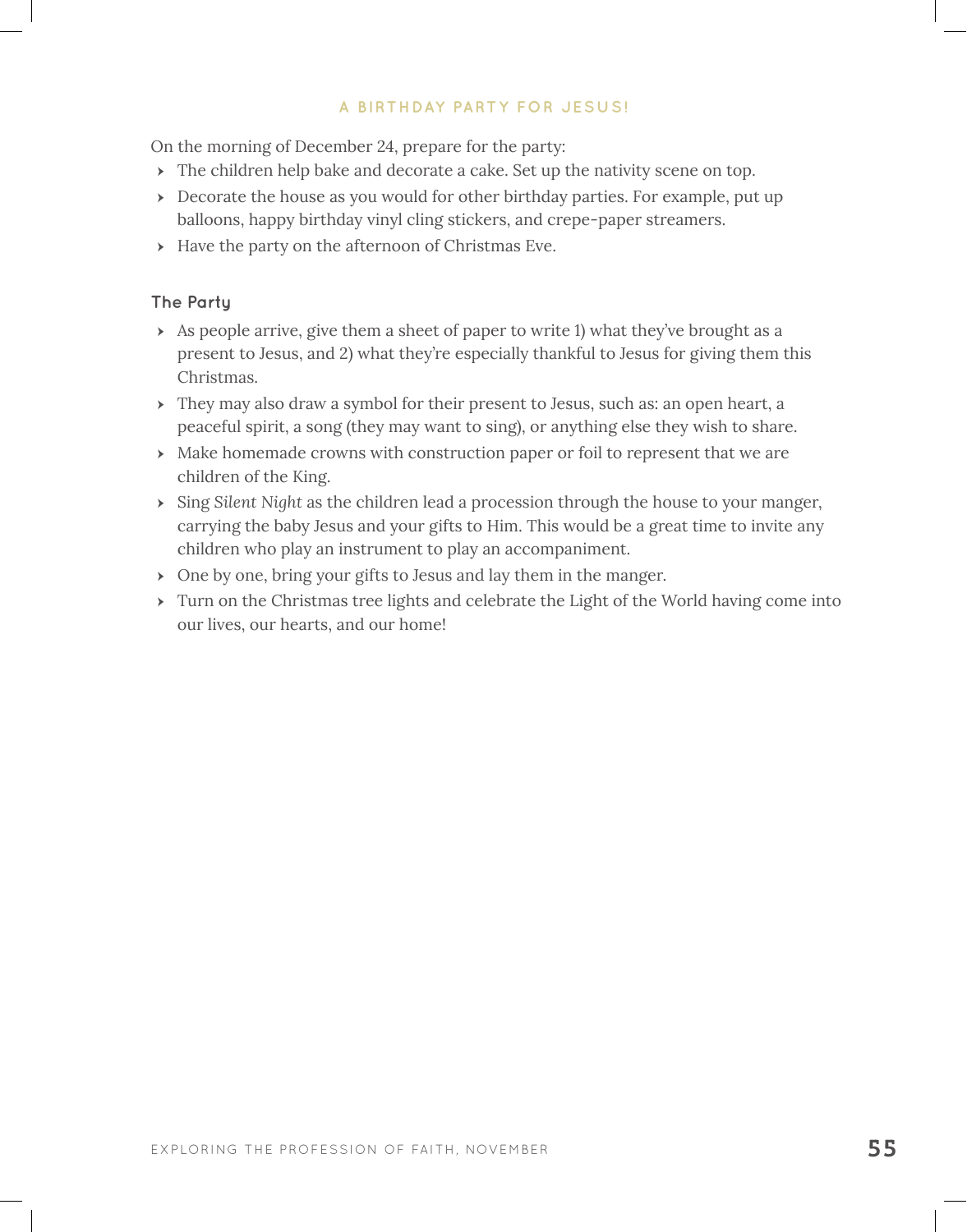## A BIRTHDAY PARTY FOR JESUS!

On the morning of December 24, prepare for the party:

- The children help bake and decorate a cake. Set up the nativity scene on top.
- Decorate the house as you would for other birthday parties. For example, put up balloons, happy birthday vinyl cling stickers, and crepe-paper streamers.
- Have the party on the afternoon of Christmas Eve.

### The Party

- As people arrive, give them a sheet of paper to write 1) what they've brought as a present to Jesus, and 2) what they're especially thankful to Jesus for giving them this Christmas.
- They may also draw a symbol for their present to Jesus, such as: an open heart, a peaceful spirit, a song (they may want to sing), or anything else they wish to share.
- Make homemade crowns with construction paper or foil to represent that we are children of the King.
- Sing *Silent Night* as the children lead a procession through the house to your manger, carrying the baby Jesus and your gifts to Him. This would be a great time to invite any children who play an instrument to play an accompaniment.
- One by one, bring your gifts to Jesus and lay them in the manger.
- Turn on the Christmas tree lights and celebrate the Light of the World having come into our lives, our hearts, and our home!